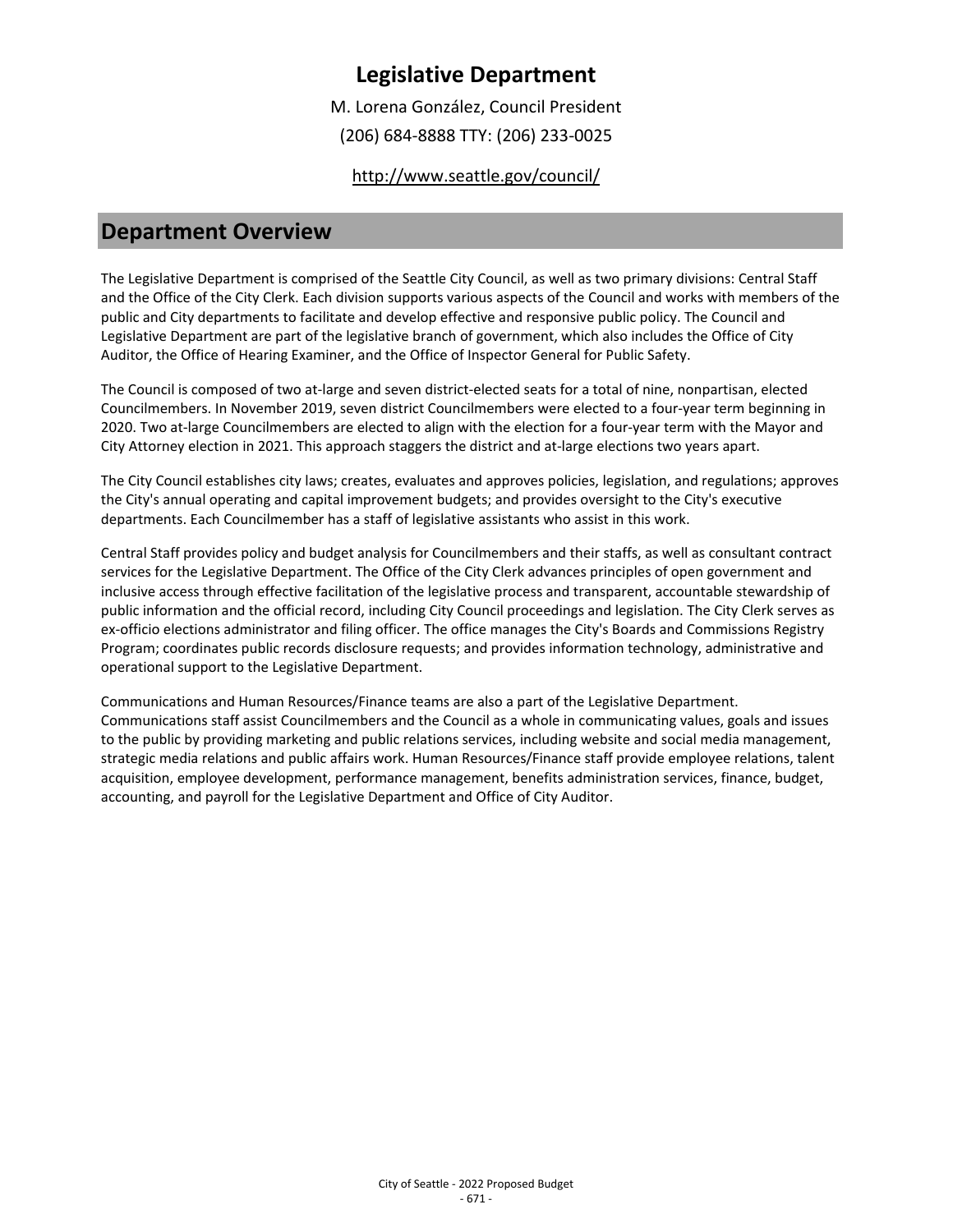# Legislative Department

M. Lorena González, Council President

(206) 684-8888 TTY: (206) 233-0025

http://www.seattle.gov/council/

## Department Overview

The Legislative Department is comprised of the Seattle City Council, as well as two primary divisions: Central Staff and the Office of the City Clerk. Each division supports various aspects of the Council and works with members of the public and City departments to facilitate and develop effective and responsive public policy. The Council and Legislative Department are part of the legislative branch of government, which also includes the Office of City Auditor, the Office of Hearing Examiner, and the Office of Inspector General for Public Safety.

The Council is composed of two at-large and seven district-elected seats for a total of nine, nonpartisan, elected Councilmembers. In November 2019, seven district Councilmembers were elected to a four-year term beginning in 2020. Two at-large Councilmembers are elected to align with the election for a four-year term with the Mayor and City Attorney election in 2021. This approach staggers the district and at-large elections two years apart.

The City Council establishes city laws; creates, evaluates and approves policies, legislation, and regulations; approves the City's annual operating and capital improvement budgets; and provides oversight to the City's executive departments. Each Councilmember has a staff of legislative assistants who assist in this work.

Central Staff provides policy and budget analysis for Councilmembers and their staffs, as well as consultant contract services for the Legislative Department. The Office of the City Clerk advances principles of open government and inclusive access through effective facilitation of the legislative process and transparent, accountable stewardship of public information and the official record, including City Council proceedings and legislation. The City Clerk serves as ex-officio elections administrator and filing officer. The office manages the City's Boards and Commissions Registry Program; coordinates public records disclosure requests; and provides information technology, administrative and operational support to the Legislative Department.

Communications and Human Resources/Finance teams are also a part of the Legislative Department. Communications staff assist Councilmembers and the Council as a whole in communicating values, goals and issues to the public by providing marketing and public relations services, including website and social media management, strategic media relations and public affairs work. Human Resources/Finance staff provide employee relations, talent acquisition, employee development, performance management, benefits administration services, finance, budget, accounting, and payroll for the Legislative Department and Office of City Auditor.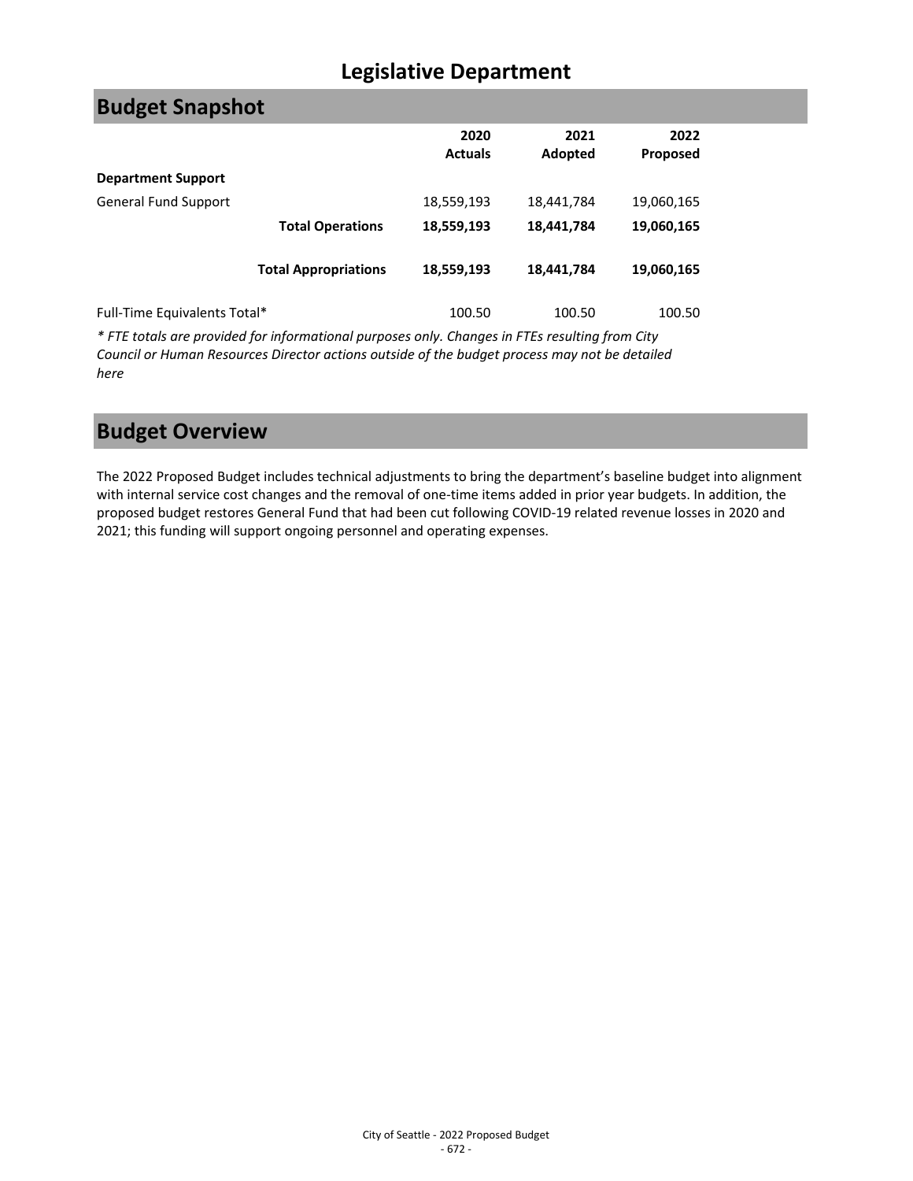# Legislative Department

## Budget Snapshot

| | 2020 Actuals | 2021 Adopted | 2022 Proposed |
|---|---|---|---|
| **Department Support** | | | |
| General Fund Support | 18,559,193 | 18,441,784 | 19,060,165 |
| **Total Operations** | **18,559,193** | **18,441,784** | **19,060,165** |
| **Total Appropriations** | **18,559,193** | **18,441,784** | **19,060,165** |
| Full-Time Equivalents Total* | 100.50 | 100.50 | 100.50 |

*\* FTE totals are provided for informational purposes only. Changes in FTEs resulting from City Council or Human Resources Director actions outside of the budget process may not be detailed here*

## Budget Overview

The 2022 Proposed Budget includes technical adjustments to bring the department's baseline budget into alignment with internal service cost changes and the removal of one-time items added in prior year budgets. In addition, the proposed budget restores General Fund that had been cut following COVID-19 related revenue losses in 2020 and 2021; this funding will support ongoing personnel and operating expenses.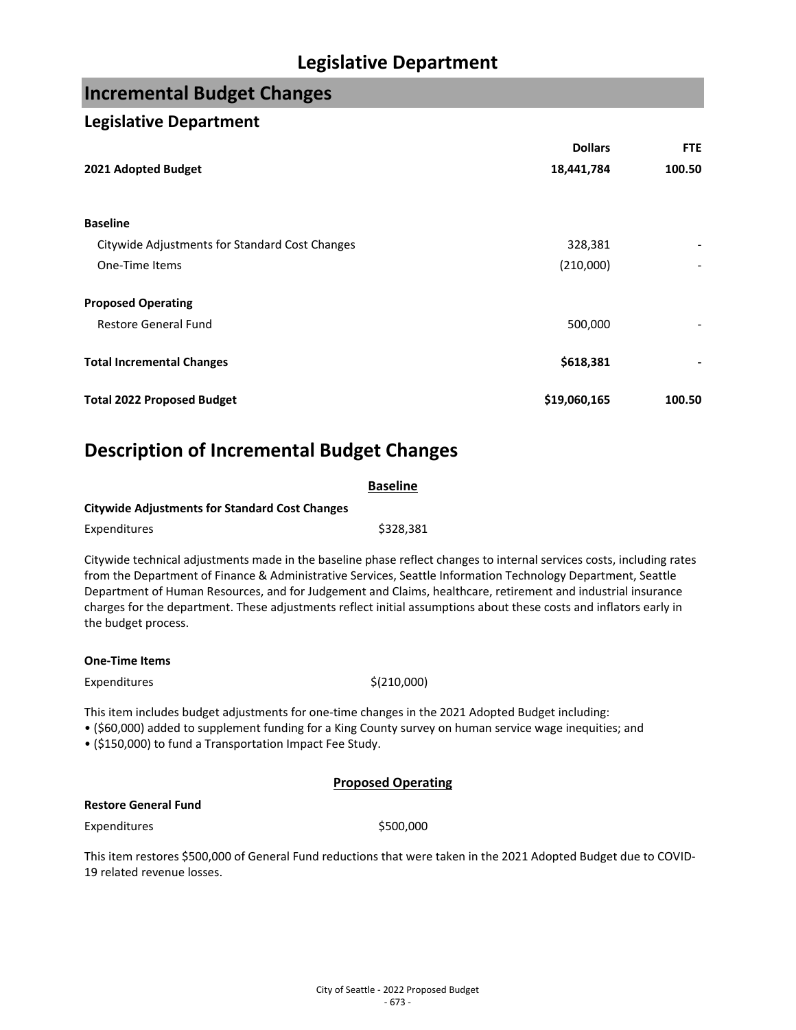# Legislative Department

## Incremental Budget Changes

### Legislative Department

| | Dollars | FTE |
|---|---|---|
| **2021 Adopted Budget** | **18,441,784** | **100.50** |
| | | |
| **Baseline** | | |
| Citywide Adjustments for Standard Cost Changes | 328,381 | - |
| One-Time Items | (210,000) | - |
| | | |
| **Proposed Operating** | | |
| Restore General Fund | 500,000 | - |
| | | |
| **Total Incremental Changes** | **$618,381** | **-** |
| | | |
| **Total 2022 Proposed Budget** | **$19,060,165** | **100.50** |

## Description of Incremental Budget Changes

**Baseline**

**Citywide Adjustments for Standard Cost Changes**

Expenditures $328,381

Citywide technical adjustments made in the baseline phase reflect changes to internal services costs, including rates from the Department of Finance & Administrative Services, Seattle Information Technology Department, Seattle Department of Human Resources, and for Judgement and Claims, healthcare, retirement and industrial insurance charges for the department. These adjustments reflect initial assumptions about these costs and inflators early in the budget process.

**One-Time Items**

Expenditures $(210,000)

This item includes budget adjustments for one-time changes in the 2021 Adopted Budget including:
- ($60,000) added to supplement funding for a King County survey on human service wage inequities; and
- ($150,000) to fund a Transportation Impact Fee Study.

**Proposed Operating**

**Restore General Fund**

Expenditures $500,000

This item restores $500,000 of General Fund reductions that were taken in the 2021 Adopted Budget due to COVID-19 related revenue losses.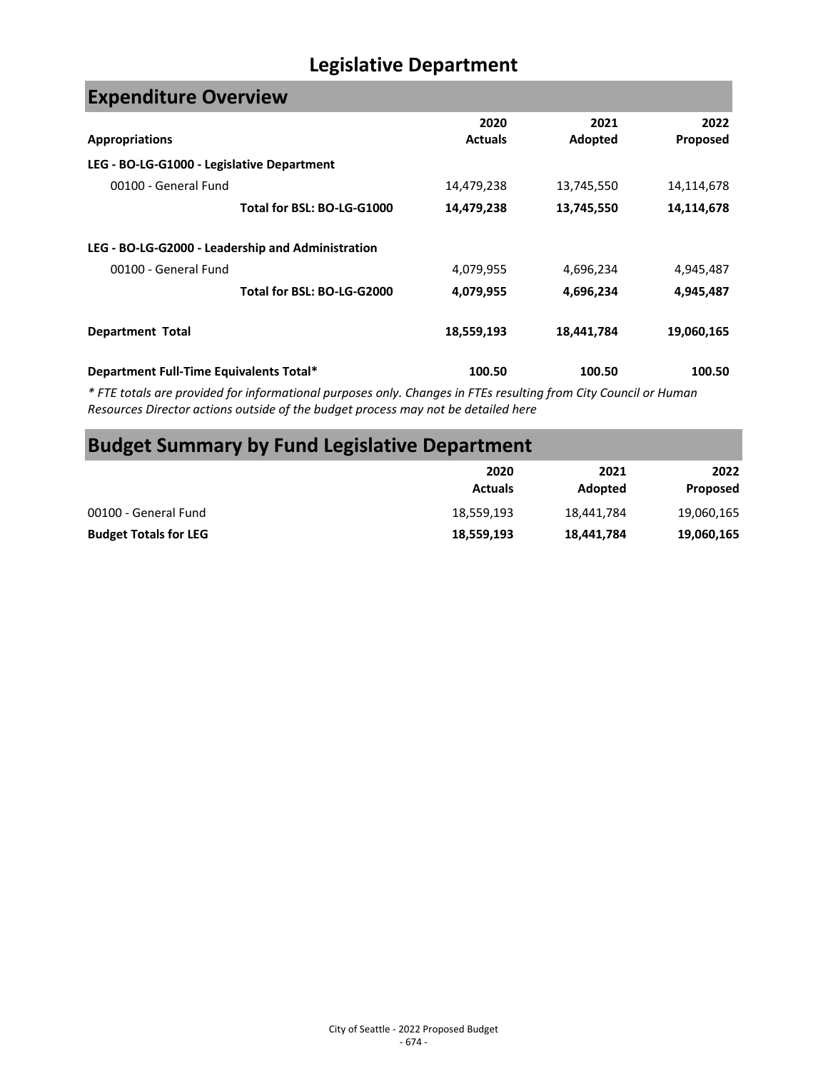# Legislative Department

## Expenditure Overview

| Appropriations | 2020 Actuals | 2021 Adopted | 2022 Proposed |
|---|---|---|---|
| **LEG - BO-LG-G1000 - Legislative Department** | | | |
| 00100 - General Fund | 14,479,238 | 13,745,550 | 14,114,678 |
| **Total for BSL: BO-LG-G1000** | **14,479,238** | **13,745,550** | **14,114,678** |
| **LEG - BO-LG-G2000 - Leadership and Administration** | | | |
| 00100 - General Fund | 4,079,955 | 4,696,234 | 4,945,487 |
| **Total for BSL: BO-LG-G2000** | **4,079,955** | **4,696,234** | **4,945,487** |
| **Department Total** | **18,559,193** | **18,441,784** | **19,060,165** |
| **Department Full-Time Equivalents Total*** | **100.50** | **100.50** | **100.50** |

*\* FTE totals are provided for informational purposes only. Changes in FTEs resulting from City Council or Human Resources Director actions outside of the budget process may not be detailed here*

## Budget Summary by Fund Legislative Department

| | 2020 Actuals | 2021 Adopted | 2022 Proposed |
|---|---|---|---|
| 00100 - General Fund | 18,559,193 | 18,441,784 | 19,060,165 |
| **Budget Totals for LEG** | **18,559,193** | **18,441,784** | **19,060,165** |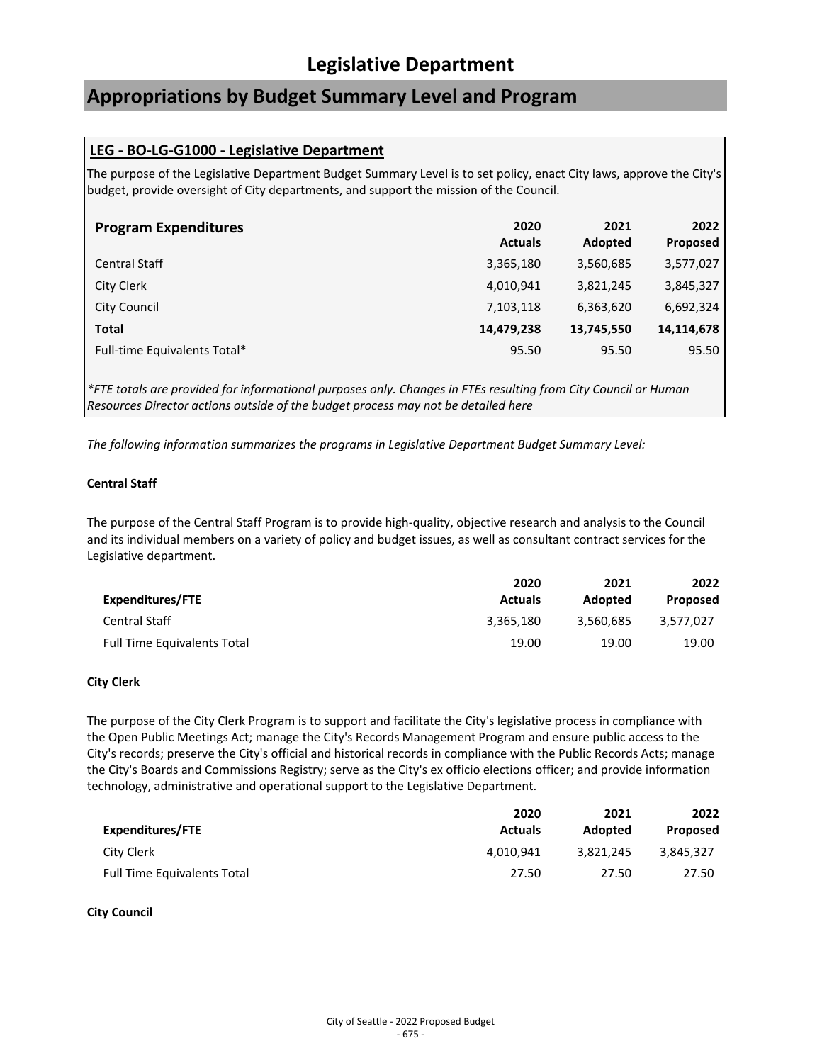# Legislative Department

## Appropriations by Budget Summary Level and Program

### LEG - BO-LG-G1000 - Legislative Department

The purpose of the Legislative Department Budget Summary Level is to set policy, enact City laws, approve the City's budget, provide oversight of City departments, and support the mission of the Council.

| Program Expenditures | 2020 Actuals | 2021 Adopted | 2022 Proposed |
|---|---|---|---|
| Central Staff | 3,365,180 | 3,560,685 | 3,577,027 |
| City Clerk | 4,010,941 | 3,821,245 | 3,845,327 |
| City Council | 7,103,118 | 6,363,620 | 6,692,324 |
| **Total** | **14,479,238** | **13,745,550** | **14,114,678** |
| Full-time Equivalents Total* | 95.50 | 95.50 | 95.50 |

*\*FTE totals are provided for informational purposes only. Changes in FTEs resulting from City Council or Human Resources Director actions outside of the budget process may not be detailed here*

*The following information summarizes the programs in Legislative Department Budget Summary Level:*

**Central Staff**

The purpose of the Central Staff Program is to provide high-quality, objective research and analysis to the Council and its individual members on a variety of policy and budget issues, as well as consultant contract services for the Legislative department.

| Expenditures/FTE | 2020 Actuals | 2021 Adopted | 2022 Proposed |
|---|---|---|---|
| Central Staff | 3,365,180 | 3,560,685 | 3,577,027 |
| Full Time Equivalents Total | 19.00 | 19.00 | 19.00 |

**City Clerk**

The purpose of the City Clerk Program is to support and facilitate the City's legislative process in compliance with the Open Public Meetings Act; manage the City's Records Management Program and ensure public access to the City's records; preserve the City's official and historical records in compliance with the Public Records Acts; manage the City's Boards and Commissions Registry; serve as the City's ex officio elections officer; and provide information technology, administrative and operational support to the Legislative Department.

| Expenditures/FTE | 2020 Actuals | 2021 Adopted | 2022 Proposed |
|---|---|---|---|
| City Clerk | 4,010,941 | 3,821,245 | 3,845,327 |
| Full Time Equivalents Total | 27.50 | 27.50 | 27.50 |

**City Council**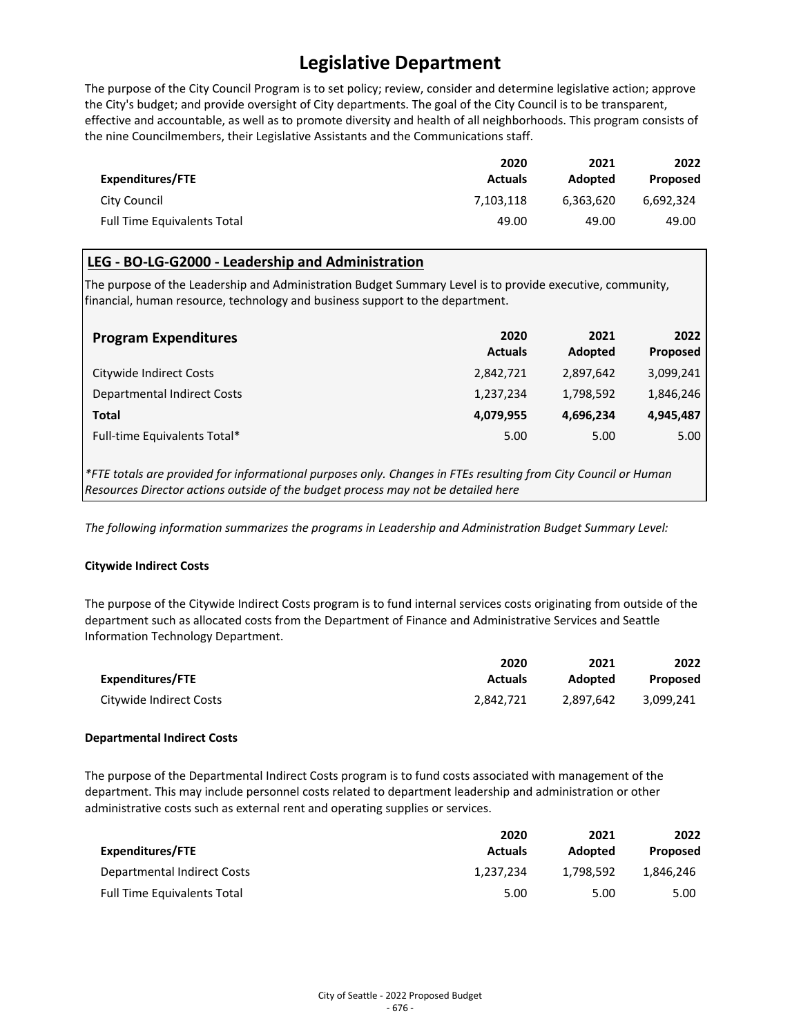# Legislative Department

The purpose of the City Council Program is to set policy; review, consider and determine legislative action; approve the City's budget; and provide oversight of City departments. The goal of the City Council is to be transparent, effective and accountable, as well as to promote diversity and health of all neighborhoods. This program consists of the nine Councilmembers, their Legislative Assistants and the Communications staff.

| Expenditures/FTE | 2020 Actuals | 2021 Adopted | 2022 Proposed |
|---|---|---|---|
| City Council | 7,103,118 | 6,363,620 | 6,692,324 |
| Full Time Equivalents Total | 49.00 | 49.00 | 49.00 |

## LEG - BO-LG-G2000 - Leadership and Administration

The purpose of the Leadership and Administration Budget Summary Level is to provide executive, community, financial, human resource, technology and business support to the department.

| Program Expenditures | 2020 Actuals | 2021 Adopted | 2022 Proposed |
|---|---|---|---|
| Citywide Indirect Costs | 2,842,721 | 2,897,642 | 3,099,241 |
| Departmental Indirect Costs | 1,237,234 | 1,798,592 | 1,846,246 |
| **Total** | **4,079,955** | **4,696,234** | **4,945,487** |
| Full-time Equivalents Total* | 5.00 | 5.00 | 5.00 |

*\*FTE totals are provided for informational purposes only. Changes in FTEs resulting from City Council or Human Resources Director actions outside of the budget process may not be detailed here*

*The following information summarizes the programs in Leadership and Administration Budget Summary Level:*

**Citywide Indirect Costs**

The purpose of the Citywide Indirect Costs program is to fund internal services costs originating from outside of the department such as allocated costs from the Department of Finance and Administrative Services and Seattle Information Technology Department.

| Expenditures/FTE | 2020 Actuals | 2021 Adopted | 2022 Proposed |
|---|---|---|---|
| Citywide Indirect Costs | 2,842,721 | 2,897,642 | 3,099,241 |

**Departmental Indirect Costs**

The purpose of the Departmental Indirect Costs program is to fund costs associated with management of the department. This may include personnel costs related to department leadership and administration or other administrative costs such as external rent and operating supplies or services.

| Expenditures/FTE | 2020 Actuals | 2021 Adopted | 2022 Proposed |
|---|---|---|---|
| Departmental Indirect Costs | 1,237,234 | 1,798,592 | 1,846,246 |
| Full Time Equivalents Total | 5.00 | 5.00 | 5.00 |